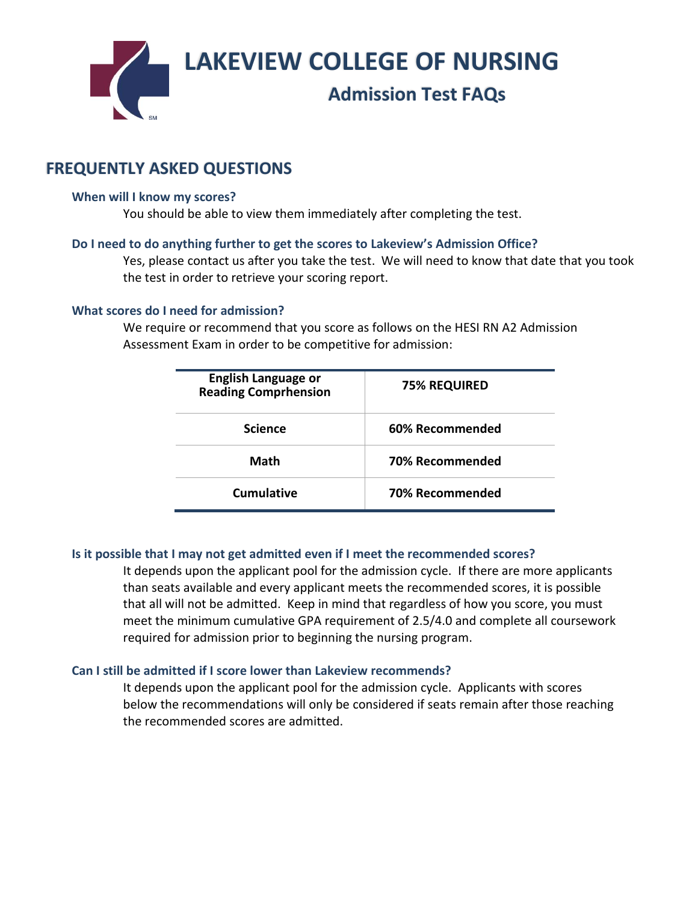# LAKEVIEW COLLEGE OF NURSING

## Admission Test FAQs

## FREQUENTLY ASKED QUESTIONS

### When will I know my scores?

You should be able to view them immediately after completing the test.

### Do I need to do anything further to get the scores to Lakeview's Admission Office?

Yes, please contact us after you take the test. We will need to know that date that you took the test in order to retrieve your scoring report.

### What scores do I need for admission?

We require or recommend that you score as follows on the HESI RN A2 Admission Assessment Exam in order to be competitive for admission:

| English Language or Reading Comprphension | 75% REQUIRED |
|---|---|
| Science | 60% Recommended |
| Math | 70% Recommended |
| Cumulative | 70% Recommended |

### Is it possible that I may not get admitted even if I meet the recommended scores?

It depends upon the applicant pool for the admission cycle. If there are more applicants than seats available and every applicant meets the recommended scores, it is possible that all will not be admitted. Keep in mind that regardless of how you score, you must meet the minimum cumulative GPA requirement of 2.5/4.0 and complete all coursework required for admission prior to beginning the nursing program.

### Can I still be admitted if I score lower than Lakeview recommends?

It depends upon the applicant pool for the admission cycle. Applicants with scores below the recommendations will only be considered if seats remain after those reaching the recommended scores are admitted.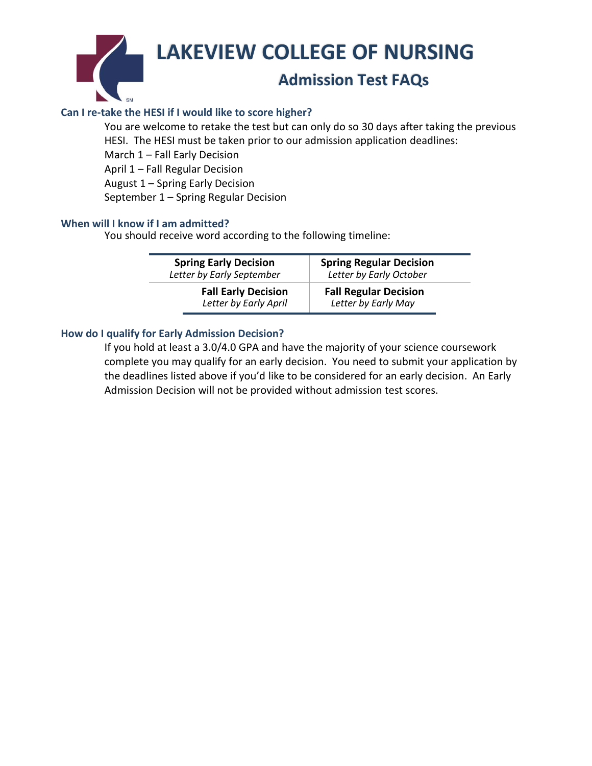# LAKEVIEW COLLEGE OF NURSING

## Admission Test FAQs

### Can I re-take the HESI if I would like to score higher?

You are welcome to retake the test but can only do so 30 days after taking the previous HESI. The HESI must be taken prior to our admission application deadlines:

March 1 – Fall Early Decision
April 1 – Fall Regular Decision
August 1 – Spring Early Decision
September 1 – Spring Regular Decision

### When will I know if I am admitted?

You should receive word according to the following timeline:

| | |
|---|---|
| **Spring Early Decision**<br>*Letter by Early September* | **Spring Regular Decision**<br>*Letter by Early October* |
| **Fall Early Decision**<br>*Letter by Early April* | **Fall Regular Decision**<br>*Letter by Early May* |

### How do I qualify for Early Admission Decision?

If you hold at least a 3.0/4.0 GPA and have the majority of your science coursework complete you may qualify for an early decision. You need to submit your application by the deadlines listed above if you'd like to be considered for an early decision. An Early Admission Decision will not be provided without admission test scores.